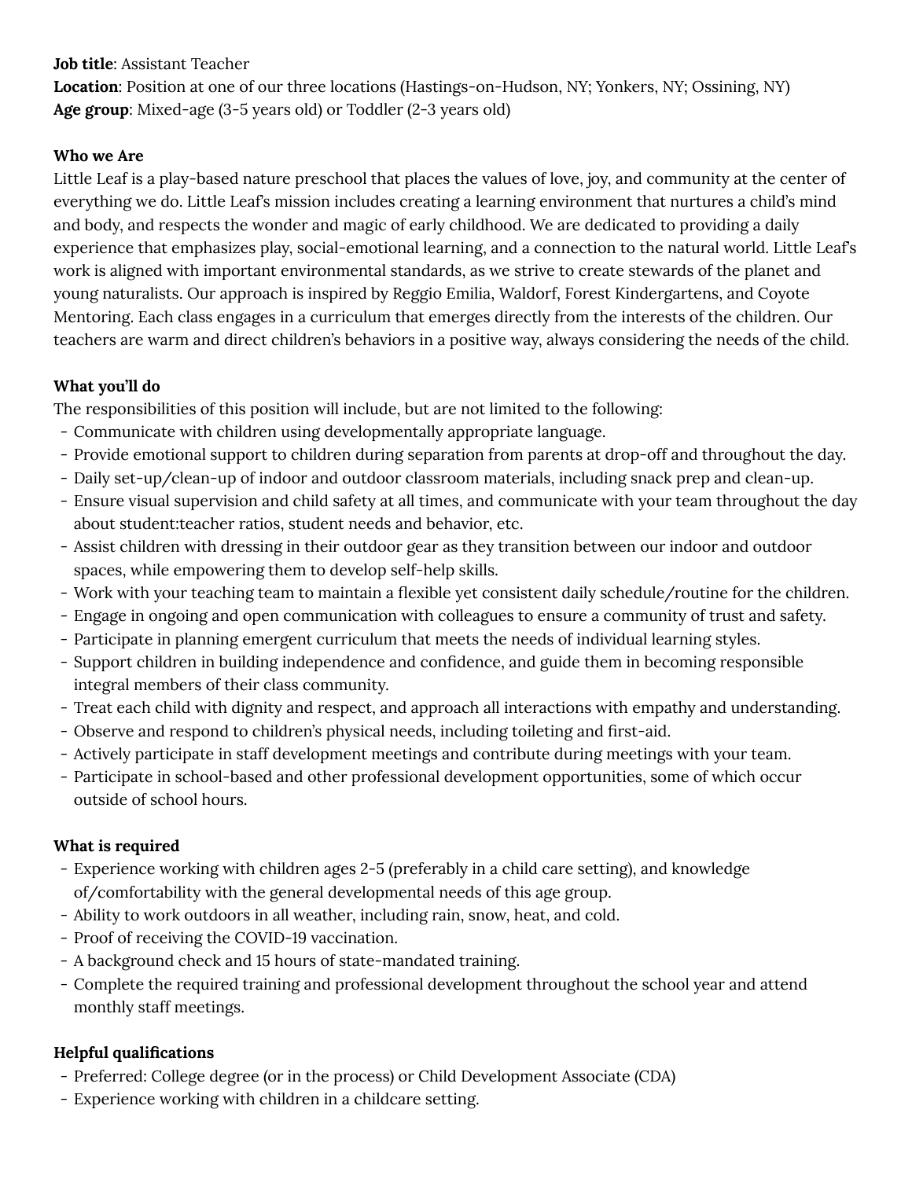**Job title**: Assistant Teacher
**Location**: Position at one of our three locations (Hastings-on-Hudson, NY; Yonkers, NY; Ossining, NY)
**Age group**: Mixed-age (3-5 years old) or Toddler (2-3 years old)

**Who we Are**

Little Leaf is a play-based nature preschool that places the values of love, joy, and community at the center of everything we do. Little Leaf's mission includes creating a learning environment that nurtures a child's mind and body, and respects the wonder and magic of early childhood. We are dedicated to providing a daily experience that emphasizes play, social-emotional learning, and a connection to the natural world. Little Leaf's work is aligned with important environmental standards, as we strive to create stewards of the planet and young naturalists. Our approach is inspired by Reggio Emilia, Waldorf, Forest Kindergartens, and Coyote Mentoring. Each class engages in a curriculum that emerges directly from the interests of the children. Our teachers are warm and direct children's behaviors in a positive way, always considering the needs of the child.

**What you'll do**

The responsibilities of this position will include, but are not limited to the following:

- Communicate with children using developmentally appropriate language.
- Provide emotional support to children during separation from parents at drop-off and throughout the day.
- Daily set-up/clean-up of indoor and outdoor classroom materials, including snack prep and clean-up.
- Ensure visual supervision and child safety at all times, and communicate with your team throughout the day about student:teacher ratios, student needs and behavior, etc.
- Assist children with dressing in their outdoor gear as they transition between our indoor and outdoor spaces, while empowering them to develop self-help skills.
- Work with your teaching team to maintain a flexible yet consistent daily schedule/routine for the children.
- Engage in ongoing and open communication with colleagues to ensure a community of trust and safety.
- Participate in planning emergent curriculum that meets the needs of individual learning styles.
- Support children in building independence and confidence, and guide them in becoming responsible integral members of their class community.
- Treat each child with dignity and respect, and approach all interactions with empathy and understanding.
- Observe and respond to children's physical needs, including toileting and first-aid.
- Actively participate in staff development meetings and contribute during meetings with your team.
- Participate in school-based and other professional development opportunities, some of which occur outside of school hours.

**What is required**

- Experience working with children ages 2-5 (preferably in a child care setting), and knowledge of/comfortability with the general developmental needs of this age group.
- Ability to work outdoors in all weather, including rain, snow, heat, and cold.
- Proof of receiving the COVID-19 vaccination.
- A background check and 15 hours of state-mandated training.
- Complete the required training and professional development throughout the school year and attend monthly staff meetings.

**Helpful qualifications**

- Preferred: College degree (or in the process) or Child Development Associate (CDA)
- Experience working with children in a childcare setting.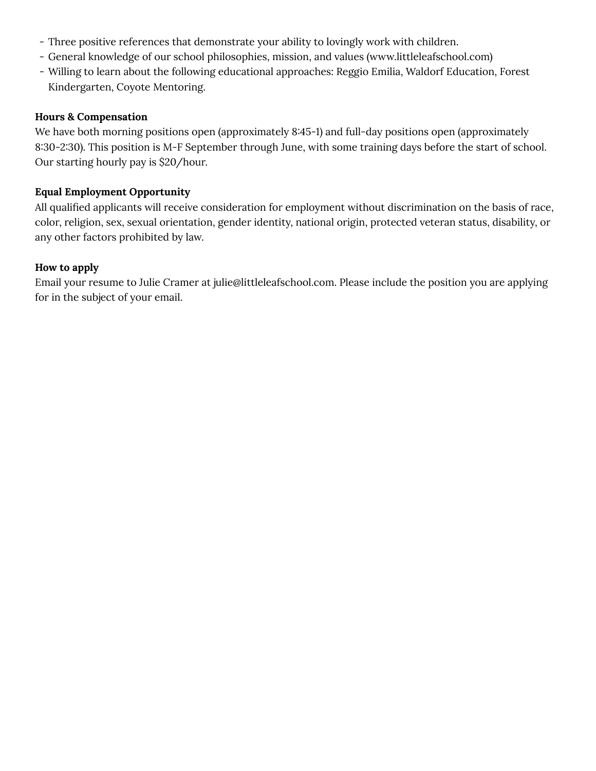- Three positive references that demonstrate your ability to lovingly work with children.
- General knowledge of our school philosophies, mission, and values (www.littleleafschool.com)
- Willing to learn about the following educational approaches: Reggio Emilia, Waldorf Education, Forest Kindergarten, Coyote Mentoring.

**Hours & Compensation**

We have both morning positions open (approximately 8:45-1) and full-day positions open (approximately 8:30-2:30). This position is M-F September through June, with some training days before the start of school. Our starting hourly pay is $20/hour.

**Equal Employment Opportunity**

All qualified applicants will receive consideration for employment without discrimination on the basis of race, color, religion, sex, sexual orientation, gender identity, national origin, protected veteran status, disability, or any other factors prohibited by law.

**How to apply**

Email your resume to Julie Cramer at julie@littleleafschool.com. Please include the position you are applying for in the subject of your email.